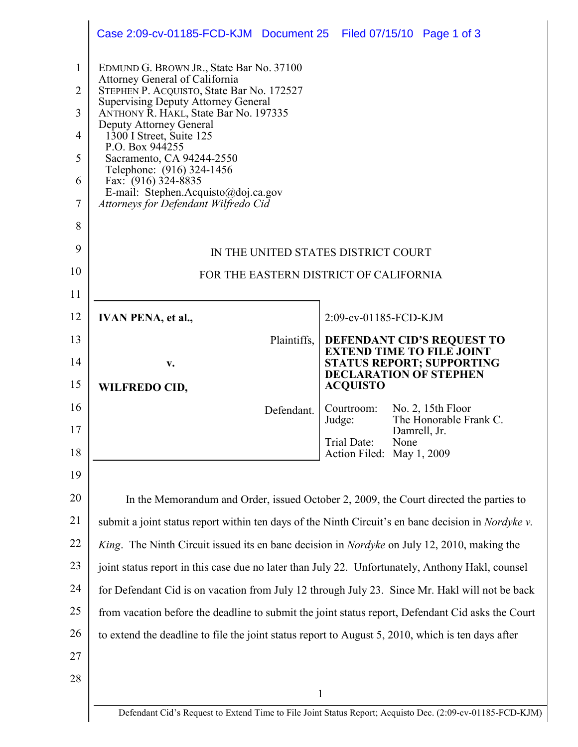EDMUND G. BROWN JR., State Bar No. 37100
Attorney General of California
STEPHEN P. ACQUISTO, State Bar No. 172527
Supervising Deputy Attorney General
ANTHONY R. HAKL, State Bar No. 197335
Deputy Attorney General
1300 I Street, Suite 125
P.O. Box 944255
Sacramento, CA 94244-2550
Telephone: (916) 324-1456
Fax: (916) 324-8835
E-mail: Stephen.Acquisto@doj.ca.gov
*Attorneys for Defendant Wilfredo Cid*

IN THE UNITED STATES DISTRICT COURT

FOR THE EASTERN DISTRICT OF CALIFORNIA

| | |
|---|---|
| **IVAN PENA, et al.,** Plaintiffs, **v.** **WILFREDO CID,** Defendant. | 2:09-cv-01185-FCD-KJM **DEFENDANT CID'S REQUEST TO EXTEND TIME TO FILE JOINT STATUS REPORT; SUPPORTING DECLARATION OF STEPHEN ACQUISTO** Courtroom: No. 2, 15th Floor Judge: The Honorable Frank C. Damrell, Jr. Trial Date: None Action Filed: May 1, 2009 |

In the Memorandum and Order, issued October 2, 2009, the Court directed the parties to submit a joint status report within ten days of the Ninth Circuit's en banc decision in *Nordyke v. King*. The Ninth Circuit issued its en banc decision in *Nordyke* on July 12, 2010, making the joint status report in this case due no later than July 22. Unfortunately, Anthony Hakl, counsel for Defendant Cid is on vacation from July 12 through July 23. Since Mr. Hakl will not be back from vacation before the deadline to submit the joint status report, Defendant Cid asks the Court to extend the deadline to file the joint status report to August 5, 2010, which is ten days after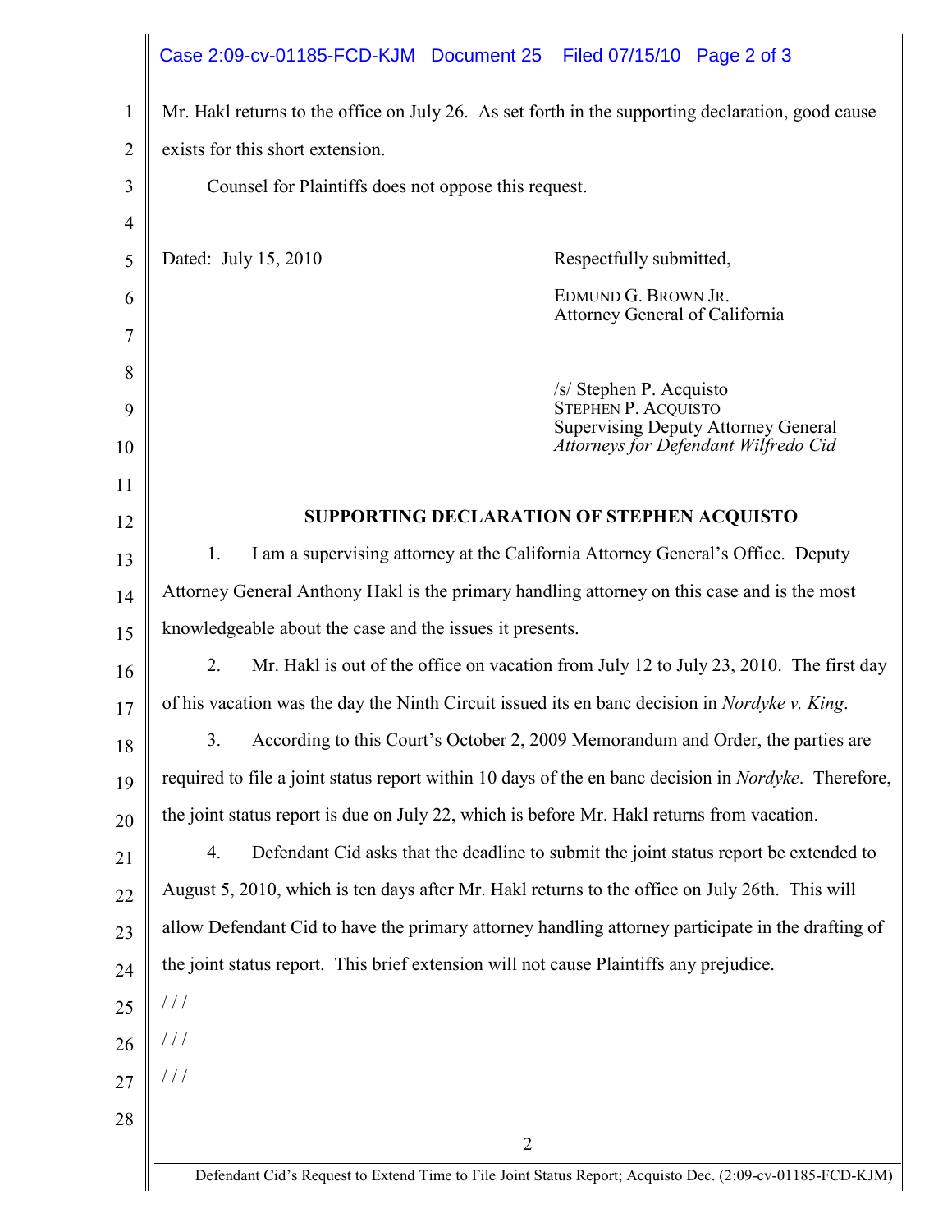Mr. Hakl returns to the office on July 26. As set forth in the supporting declaration, good cause exists for this short extension.

Counsel for Plaintiffs does not oppose this request.

Dated: July 15, 2010

Respectfully submitted,

EDMUND G. BROWN JR.
Attorney General of California

/s/ Stephen P. Acquisto
STEPHEN P. ACQUISTO
Supervising Deputy Attorney General
*Attorneys for Defendant Wilfredo Cid*

**SUPPORTING DECLARATION OF STEPHEN ACQUISTO**

1. I am a supervising attorney at the California Attorney General's Office. Deputy Attorney General Anthony Hakl is the primary handling attorney on this case and is the most knowledgeable about the case and the issues it presents.

2. Mr. Hakl is out of the office on vacation from July 12 to July 23, 2010. The first day of his vacation was the day the Ninth Circuit issued its en banc decision in *Nordyke v. King*.

3. According to this Court's October 2, 2009 Memorandum and Order, the parties are required to file a joint status report within 10 days of the en banc decision in *Nordyke*. Therefore, the joint status report is due on July 22, which is before Mr. Hakl returns from vacation.

4. Defendant Cid asks that the deadline to submit the joint status report be extended to August 5, 2010, which is ten days after Mr. Hakl returns to the office on July 26th. This will allow Defendant Cid to have the primary attorney handling attorney participate in the drafting of the joint status report. This brief extension will not cause Plaintiffs any prejudice.

/ / /

/ / /

/ / /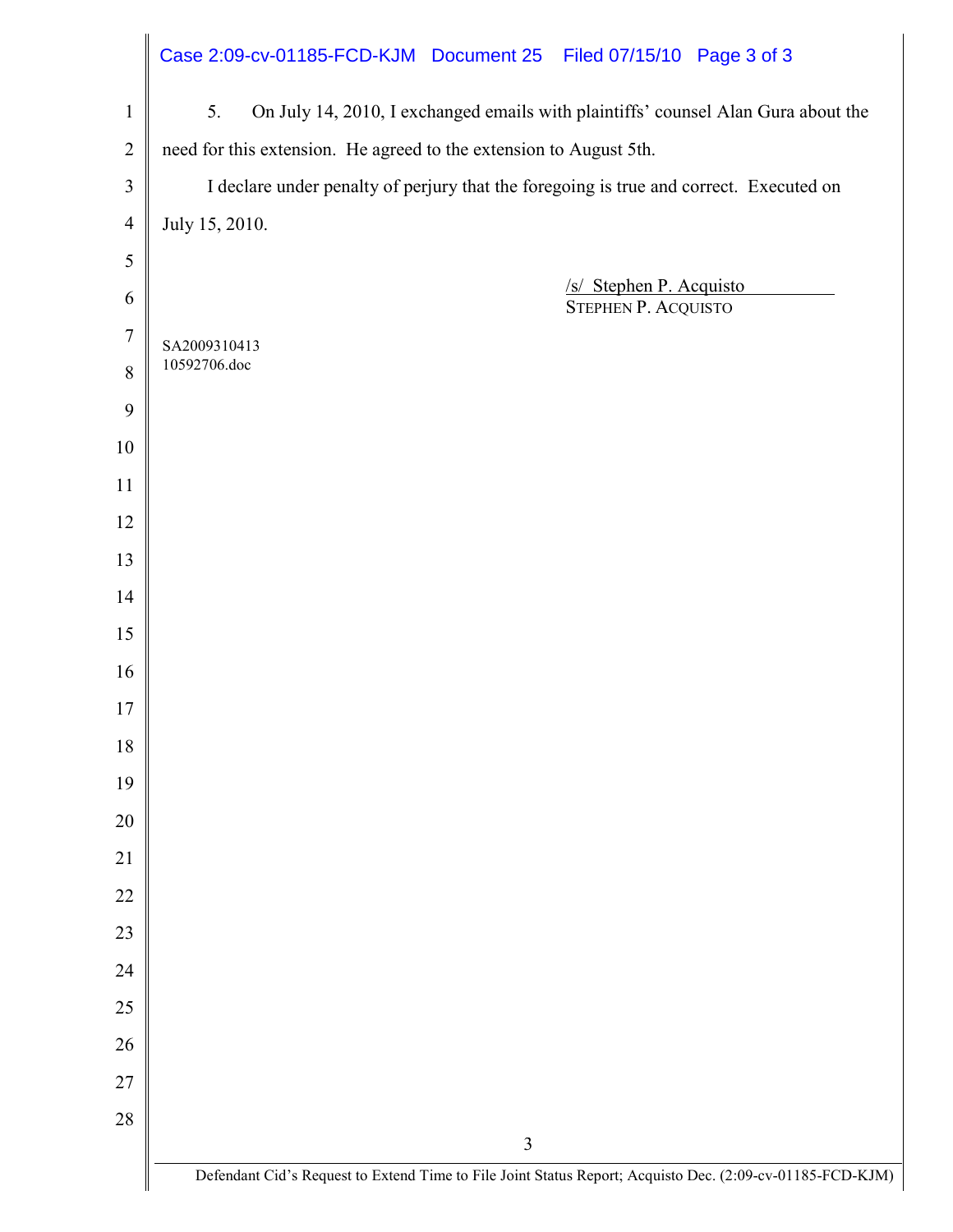5. On July 14, 2010, I exchanged emails with plaintiffs' counsel Alan Gura about the need for this extension. He agreed to the extension to August 5th.

I declare under penalty of perjury that the foregoing is true and correct. Executed on July 15, 2010.

/s/ Stephen P. Acquisto
STEPHEN P. ACQUISTO

SA2009310413
10592706.doc